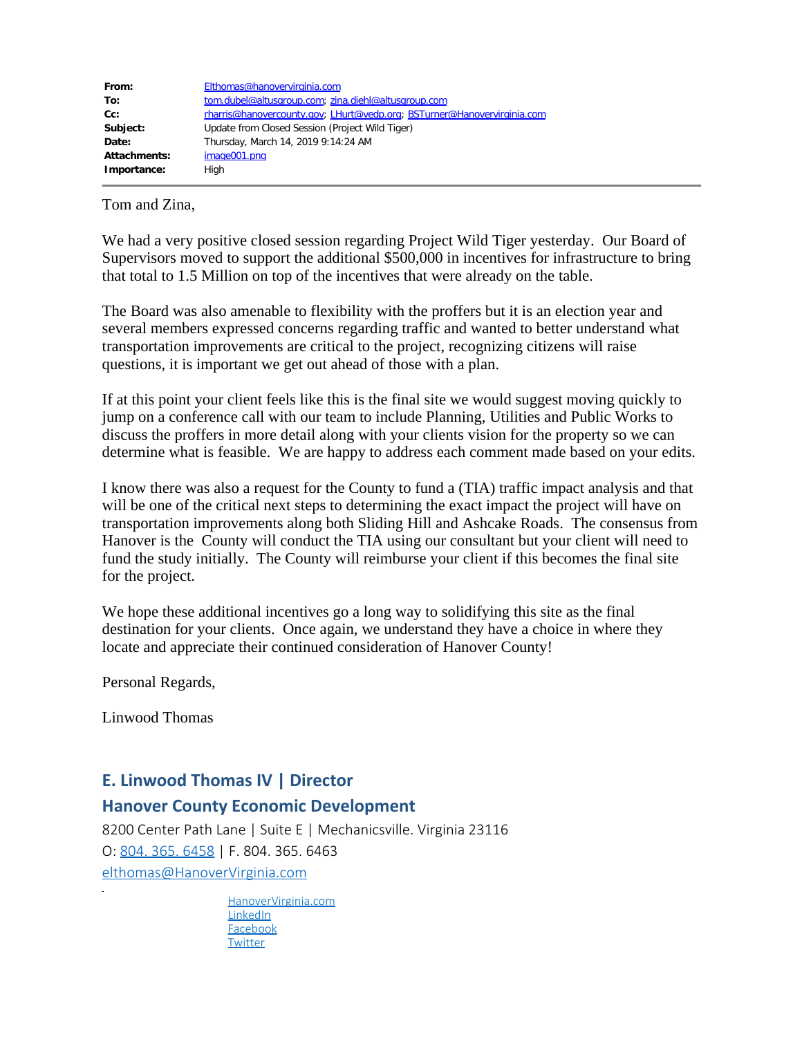| | |
|---|---|
| **From:** | Elthomas@hanovervirginia.com |
| **To:** | tom.dubel@altusgroup.com; zina.diehl@altusgroup.com |
| **Cc:** | rharris@hanovercounty.gov; LHurt@vedp.org; BSTurner@Hanovervirginia.com |
| **Subject:** | Update from Closed Session (Project Wild Tiger) |
| **Date:** | Thursday, March 14, 2019 9:14:24 AM |
| **Attachments:** | image001.png |
| **Importance:** | High |

Tom and Zina,

We had a very positive closed session regarding Project Wild Tiger yesterday. Our Board of Supervisors moved to support the additional $500,000 in incentives for infrastructure to bring that total to 1.5 Million on top of the incentives that were already on the table.

The Board was also amenable to flexibility with the proffers but it is an election year and several members expressed concerns regarding traffic and wanted to better understand what transportation improvements are critical to the project, recognizing citizens will raise questions, it is important we get out ahead of those with a plan.

If at this point your client feels like this is the final site we would suggest moving quickly to jump on a conference call with our team to include Planning, Utilities and Public Works to discuss the proffers in more detail along with your clients vision for the property so we can determine what is feasible. We are happy to address each comment made based on your edits.

I know there was also a request for the County to fund a (TIA) traffic impact analysis and that will be one of the critical next steps to determining the exact impact the project will have on transportation improvements along both Sliding Hill and Ashcake Roads. The consensus from Hanover is the County will conduct the TIA using our consultant but your client will need to fund the study initially. The County will reimburse your client if this becomes the final site for the project.

We hope these additional incentives go a long way to solidifying this site as the final destination for your clients. Once again, we understand they have a choice in where they locate and appreciate their continued consideration of Hanover County!

Personal Regards,

Linwood Thomas

**E. Linwood Thomas IV | Director**

**Hanover County Economic Development**

8200 Center Path Lane | Suite E | Mechanicsville. Virginia 23116

O: 804. 365. 6458 | F. 804. 365. 6463

elthomas@HanoverVirginia.com

HanoverVirginia.com
LinkedIn
Facebook
Twitter